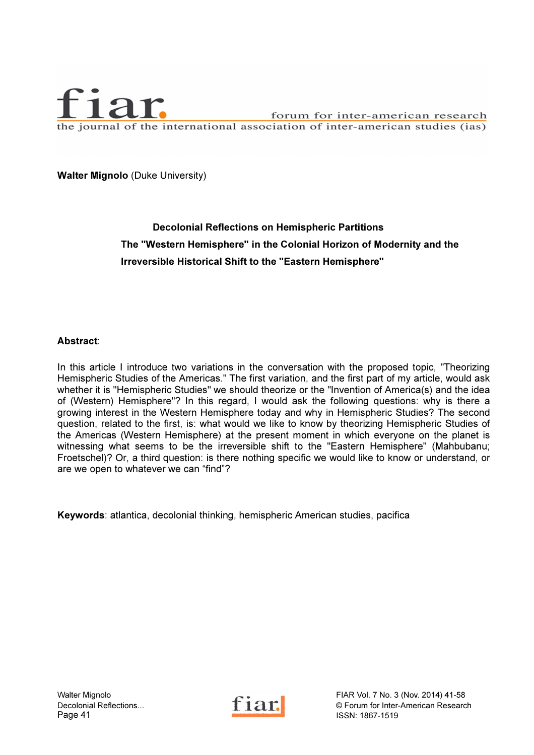**Walter Mignolo** (Duke University)

# Decolonial Reflections on Hemispheric Partitions

## The "Western Hemisphere" in the Colonial Horizon of Modernity and the Irreversible Historical Shift to the "Eastern Hemisphere"

**Abstract**:

In this article I introduce two variations in the conversation with the proposed topic, "Theorizing Hemispheric Studies of the Americas." The first variation, and the first part of my article, would ask whether it is "Hemispheric Studies" we should theorize or the "Invention of America(s) and the idea of (Western) Hemisphere"? In this regard, I would ask the following questions: why is there a growing interest in the Western Hemisphere today and why in Hemispheric Studies? The second question, related to the first, is: what would we like to know by theorizing Hemispheric Studies of the Americas (Western Hemisphere) at the present moment in which everyone on the planet is witnessing what seems to be the irreversible shift to the "Eastern Hemisphere" (Mahbubanu; Froetschel)? Or, a third question: is there nothing specific we would like to know or understand, or are we open to whatever we can "find"?

**Keywords**: atlantica, decolonial thinking, hemispheric American studies, pacifica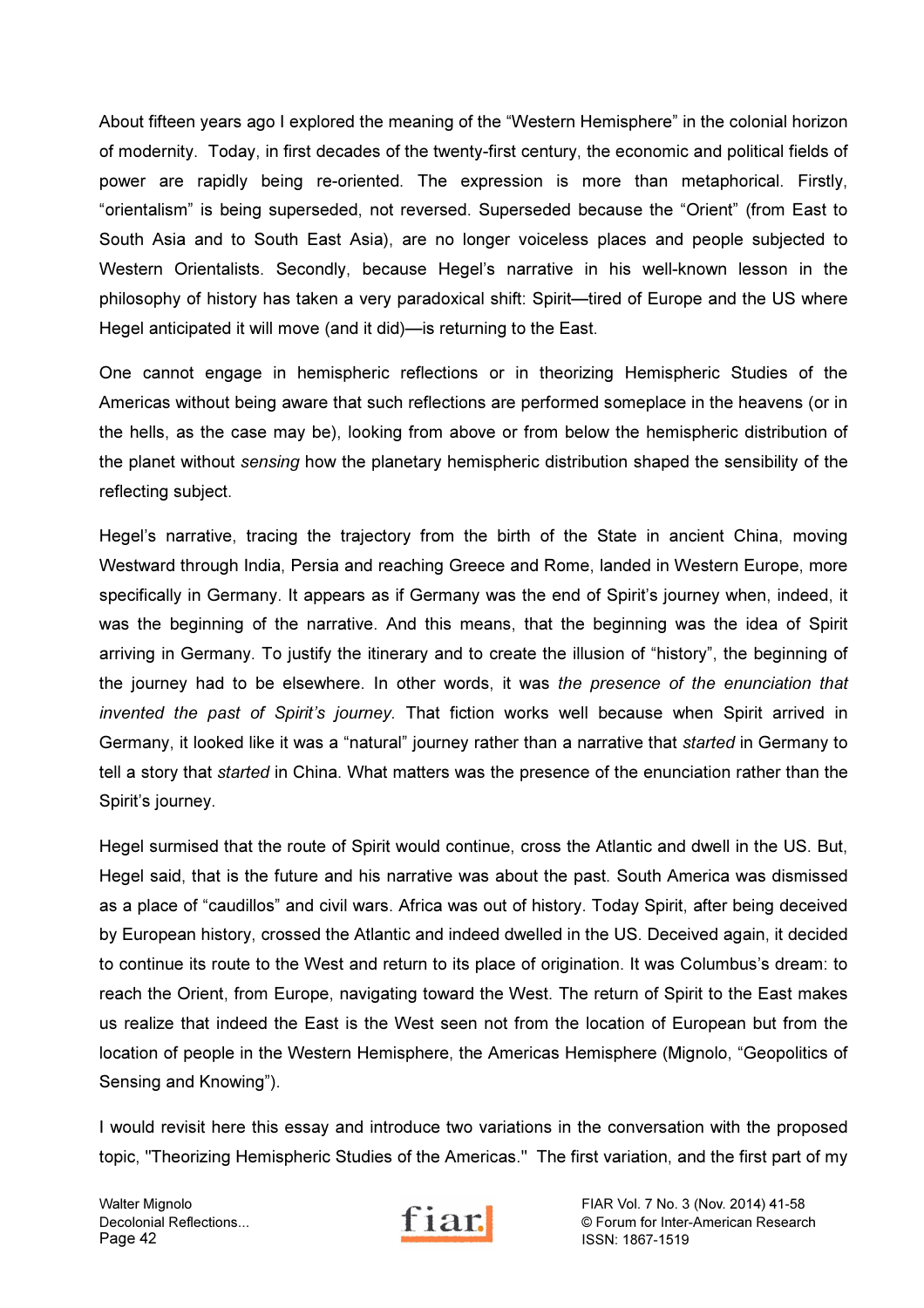About fifteen years ago I explored the meaning of the "Western Hemisphere" in the colonial horizon of modernity. Today, in first decades of the twenty-first century, the economic and political fields of power are rapidly being re-oriented. The expression is more than metaphorical. Firstly, "orientalism" is being superseded, not reversed. Superseded because the "Orient" (from East to South Asia and to South East Asia), are no longer voiceless places and people subjected to Western Orientalists. Secondly, because Hegel's narrative in his well-known lesson in the philosophy of history has taken a very paradoxical shift: Spirit—tired of Europe and the US where Hegel anticipated it will move (and it did)—is returning to the East.

One cannot engage in hemispheric reflections or in theorizing Hemispheric Studies of the Americas without being aware that such reflections are performed someplace in the heavens (or in the hells, as the case may be), looking from above or from below the hemispheric distribution of the planet without *sensing* how the planetary hemispheric distribution shaped the sensibility of the reflecting subject.

Hegel's narrative, tracing the trajectory from the birth of the State in ancient China, moving Westward through India, Persia and reaching Greece and Rome, landed in Western Europe, more specifically in Germany. It appears as if Germany was the end of Spirit's journey when, indeed, it was the beginning of the narrative. And this means, that the beginning was the idea of Spirit arriving in Germany. To justify the itinerary and to create the illusion of "history", the beginning of the journey had to be elsewhere. In other words, it was *the presence of the enunciation that invented the past of Spirit's journey*. That fiction works well because when Spirit arrived in Germany, it looked like it was a "natural" journey rather than a narrative that *started* in Germany to tell a story that *started* in China. What matters was the presence of the enunciation rather than the Spirit's journey.

Hegel surmised that the route of Spirit would continue, cross the Atlantic and dwell in the US. But, Hegel said, that is the future and his narrative was about the past. South America was dismissed as a place of "caudillos" and civil wars. Africa was out of history. Today Spirit, after being deceived by European history, crossed the Atlantic and indeed dwelled in the US. Deceived again, it decided to continue its route to the West and return to its place of origination. It was Columbus's dream: to reach the Orient, from Europe, navigating toward the West. The return of Spirit to the East makes us realize that indeed the East is the West seen not from the location of European but from the location of people in the Western Hemisphere, the Americas Hemisphere (Mignolo, "Geopolitics of Sensing and Knowing").

I would revisit here this essay and introduce two variations in the conversation with the proposed topic, "Theorizing Hemispheric Studies of the Americas." The first variation, and the first part of my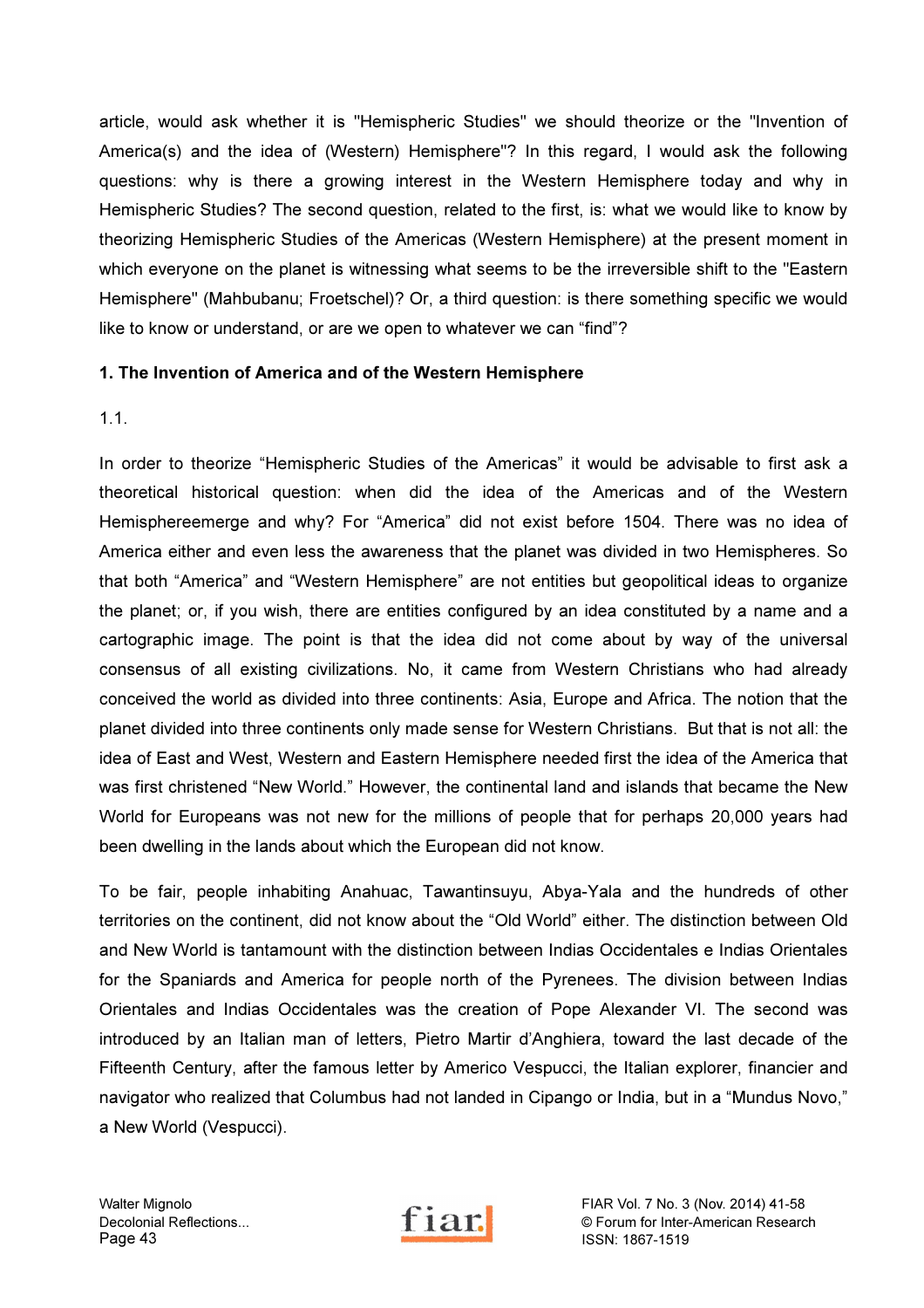article, would ask whether it is "Hemispheric Studies" we should theorize or the "Invention of America(s) and the idea of (Western) Hemisphere"? In this regard, I would ask the following questions: why is there a growing interest in the Western Hemisphere today and why in Hemispheric Studies? The second question, related to the first, is: what we would like to know by theorizing Hemispheric Studies of the Americas (Western Hemisphere) at the present moment in which everyone on the planet is witnessing what seems to be the irreversible shift to the "Eastern Hemisphere" (Mahbubanu; Froetschel)? Or, a third question: is there something specific we would like to know or understand, or are we open to whatever we can "find"?

**1. The Invention of America and of the Western Hemisphere**

1.1.

In order to theorize "Hemispheric Studies of the Americas" it would be advisable to first ask a theoretical historical question: when did the idea of the Americas and of the Western Hemisphereemerge and why? For "America" did not exist before 1504. There was no idea of America either and even less the awareness that the planet was divided in two Hemispheres. So that both "America" and "Western Hemisphere" are not entities but geopolitical ideas to organize the planet; or, if you wish, there are entities configured by an idea constituted by a name and a cartographic image. The point is that the idea did not come about by way of the universal consensus of all existing civilizations. No, it came from Western Christians who had already conceived the world as divided into three continents: Asia, Europe and Africa. The notion that the planet divided into three continents only made sense for Western Christians. But that is not all: the idea of East and West, Western and Eastern Hemisphere needed first the idea of the America that was first christened "New World." However, the continental land and islands that became the New World for Europeans was not new for the millions of people that for perhaps 20,000 years had been dwelling in the lands about which the European did not know.

To be fair, people inhabiting Anahuac, Tawantinsuyu, Abya-Yala and the hundreds of other territories on the continent, did not know about the "Old World" either. The distinction between Old and New World is tantamount with the distinction between Indias Occidentales e Indias Orientales for the Spaniards and America for people north of the Pyrenees. The division between Indias Orientales and Indias Occidentales was the creation of Pope Alexander VI. The second was introduced by an Italian man of letters, Pietro Martir d'Anghiera, toward the last decade of the Fifteenth Century, after the famous letter by Americo Vespucci, the Italian explorer, financier and navigator who realized that Columbus had not landed in Cipango or India, but in a "Mundus Novo," a New World (Vespucci).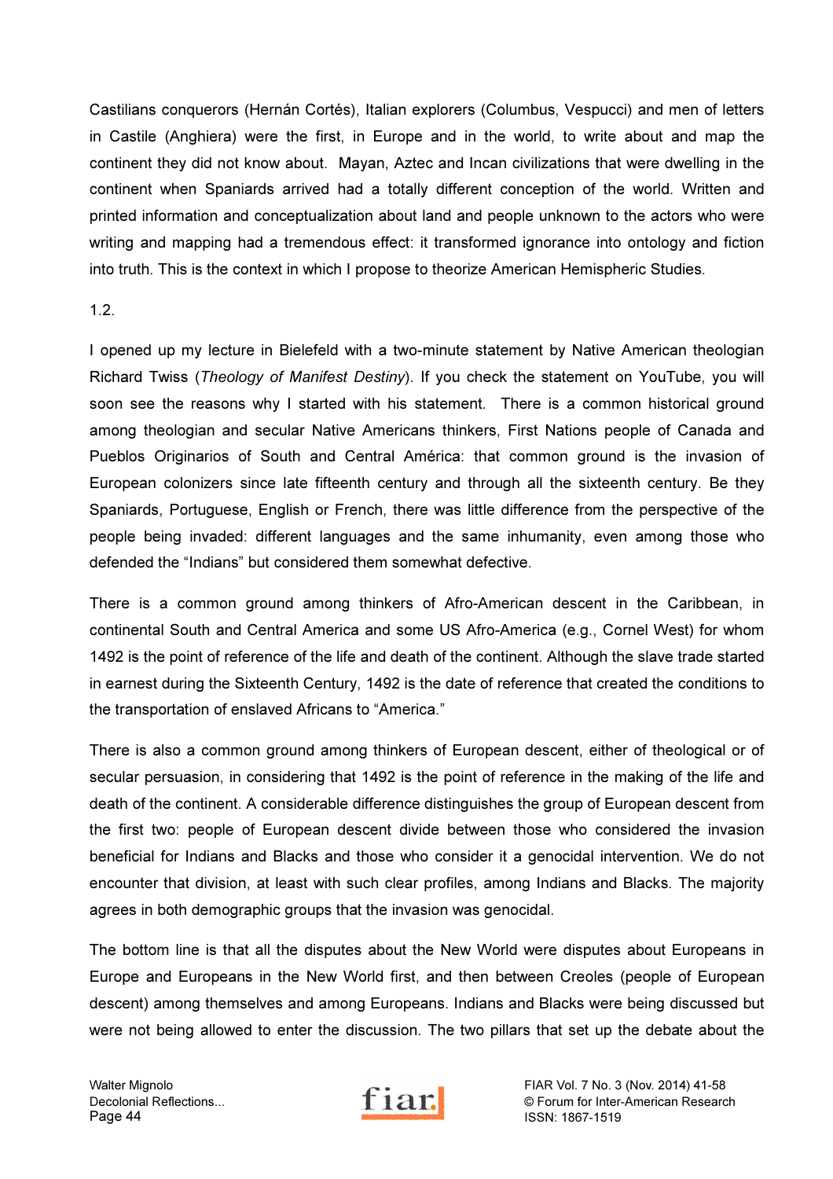Castilians conquerors (Hernán Cortés), Italian explorers (Columbus, Vespucci) and men of letters in Castile (Anghiera) were the first, in Europe and in the world, to write about and map the continent they did not know about. Mayan, Aztec and Incan civilizations that were dwelling in the continent when Spaniards arrived had a totally different conception of the world. Written and printed information and conceptualization about land and people unknown to the actors who were writing and mapping had a tremendous effect: it transformed ignorance into ontology and fiction into truth. This is the context in which I propose to theorize American Hemispheric Studies.

1.2.

I opened up my lecture in Bielefeld with a two-minute statement by Native American theologian Richard Twiss (*Theology of Manifest Destiny*). If you check the statement on YouTube, you will soon see the reasons why I started with his statement. There is a common historical ground among theologian and secular Native Americans thinkers, First Nations people of Canada and Pueblos Originarios of South and Central América: that common ground is the invasion of European colonizers since late fifteenth century and through all the sixteenth century. Be they Spaniards, Portuguese, English or French, there was little difference from the perspective of the people being invaded: different languages and the same inhumanity, even among those who defended the "Indians" but considered them somewhat defective.

There is a common ground among thinkers of Afro-American descent in the Caribbean, in continental South and Central America and some US Afro-America (e.g., Cornel West) for whom 1492 is the point of reference of the life and death of the continent. Although the slave trade started in earnest during the Sixteenth Century, 1492 is the date of reference that created the conditions to the transportation of enslaved Africans to "America."

There is also a common ground among thinkers of European descent, either of theological or of secular persuasion, in considering that 1492 is the point of reference in the making of the life and death of the continent. A considerable difference distinguishes the group of European descent from the first two: people of European descent divide between those who considered the invasion beneficial for Indians and Blacks and those who consider it a genocidal intervention. We do not encounter that division, at least with such clear profiles, among Indians and Blacks. The majority agrees in both demographic groups that the invasion was genocidal.

The bottom line is that all the disputes about the New World were disputes about Europeans in Europe and Europeans in the New World first, and then between Creoles (people of European descent) among themselves and among Europeans. Indians and Blacks were being discussed but were not being allowed to enter the discussion. The two pillars that set up the debate about the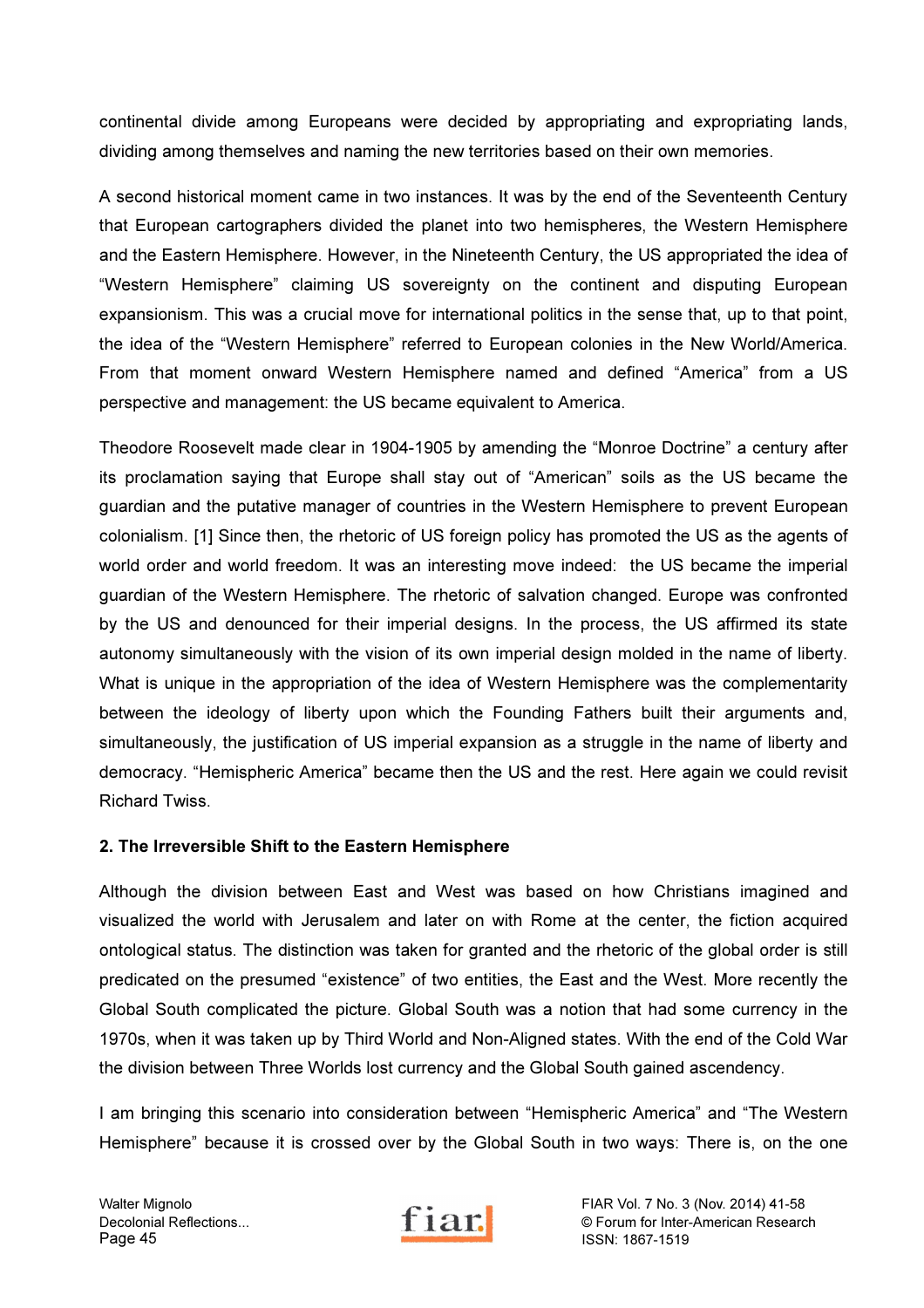continental divide among Europeans were decided by appropriating and expropriating lands, dividing among themselves and naming the new territories based on their own memories.

A second historical moment came in two instances. It was by the end of the Seventeenth Century that European cartographers divided the planet into two hemispheres, the Western Hemisphere and the Eastern Hemisphere. However, in the Nineteenth Century, the US appropriated the idea of "Western Hemisphere" claiming US sovereignty on the continent and disputing European expansionism. This was a crucial move for international politics in the sense that, up to that point, the idea of the "Western Hemisphere" referred to European colonies in the New World/America. From that moment onward Western Hemisphere named and defined "America" from a US perspective and management: the US became equivalent to America.

Theodore Roosevelt made clear in 1904-1905 by amending the "Monroe Doctrine" a century after its proclamation saying that Europe shall stay out of "American" soils as the US became the guardian and the putative manager of countries in the Western Hemisphere to prevent European colonialism. [1] Since then, the rhetoric of US foreign policy has promoted the US as the agents of world order and world freedom. It was an interesting move indeed: the US became the imperial guardian of the Western Hemisphere. The rhetoric of salvation changed. Europe was confronted by the US and denounced for their imperial designs. In the process, the US affirmed its state autonomy simultaneously with the vision of its own imperial design molded in the name of liberty. What is unique in the appropriation of the idea of Western Hemisphere was the complementarity between the ideology of liberty upon which the Founding Fathers built their arguments and, simultaneously, the justification of US imperial expansion as a struggle in the name of liberty and democracy. "Hemispheric America" became then the US and the rest. Here again we could revisit Richard Twiss.

**2. The Irreversible Shift to the Eastern Hemisphere**

Although the division between East and West was based on how Christians imagined and visualized the world with Jerusalem and later on with Rome at the center, the fiction acquired ontological status. The distinction was taken for granted and the rhetoric of the global order is still predicated on the presumed "existence" of two entities, the East and the West. More recently the Global South complicated the picture. Global South was a notion that had some currency in the 1970s, when it was taken up by Third World and Non-Aligned states. With the end of the Cold War the division between Three Worlds lost currency and the Global South gained ascendency.

I am bringing this scenario into consideration between "Hemispheric America" and "The Western Hemisphere" because it is crossed over by the Global South in two ways: There is, on the one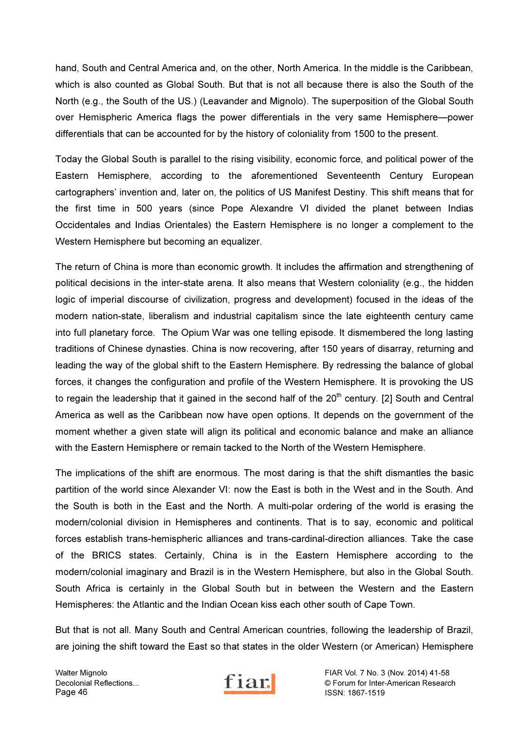hand, South and Central America and, on the other, North America. In the middle is the Caribbean, which is also counted as Global South. But that is not all because there is also the South of the North (e.g., the South of the US.) (Leavander and Mignolo). The superposition of the Global South over Hemispheric America flags the power differentials in the very same Hemisphere—power differentials that can be accounted for by the history of coloniality from 1500 to the present.

Today the Global South is parallel to the rising visibility, economic force, and political power of the Eastern Hemisphere, according to the aforementioned Seventeenth Century European cartographers' invention and, later on, the politics of US Manifest Destiny. This shift means that for the first time in 500 years (since Pope Alexandre VI divided the planet between Indias Occidentales and Indias Orientales) the Eastern Hemisphere is no longer a complement to the Western Hemisphere but becoming an equalizer.

The return of China is more than economic growth. It includes the affirmation and strengthening of political decisions in the inter-state arena. It also means that Western coloniality (e.g., the hidden logic of imperial discourse of civilization, progress and development) focused in the ideas of the modern nation-state, liberalism and industrial capitalism since the late eighteenth century came into full planetary force. The Opium War was one telling episode. It dismembered the long lasting traditions of Chinese dynasties. China is now recovering, after 150 years of disarray, returning and leading the way of the global shift to the Eastern Hemisphere. By redressing the balance of global forces, it changes the configuration and profile of the Western Hemisphere. It is provoking the US to regain the leadership that it gained in the second half of the 20th century. [2] South and Central America as well as the Caribbean now have open options. It depends on the government of the moment whether a given state will align its political and economic balance and make an alliance with the Eastern Hemisphere or remain tacked to the North of the Western Hemisphere.

The implications of the shift are enormous. The most daring is that the shift dismantles the basic partition of the world since Alexander VI: now the East is both in the West and in the South. And the South is both in the East and the North. A multi-polar ordering of the world is erasing the modern/colonial division in Hemispheres and continents. That is to say, economic and political forces establish trans-hemispheric alliances and trans-cardinal-direction alliances. Take the case of the BRICS states. Certainly, China is in the Eastern Hemisphere according to the modern/colonial imaginary and Brazil is in the Western Hemisphere, but also in the Global South. South Africa is certainly in the Global South but in between the Western and the Eastern Hemispheres: the Atlantic and the Indian Ocean kiss each other south of Cape Town.

But that is not all. Many South and Central American countries, following the leadership of Brazil, are joining the shift toward the East so that states in the older Western (or American) Hemisphere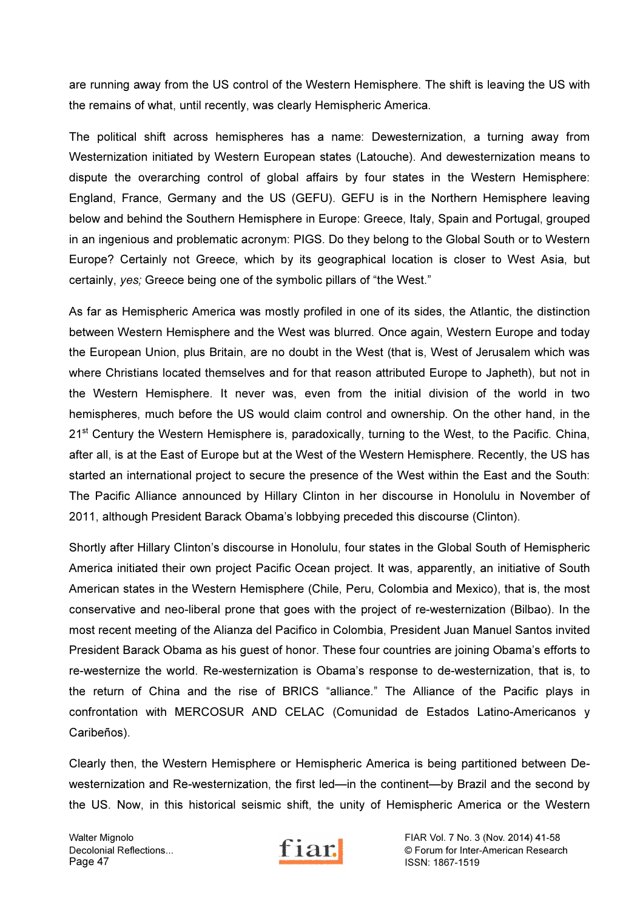are running away from the US control of the Western Hemisphere. The shift is leaving the US with the remains of what, until recently, was clearly Hemispheric America.

The political shift across hemispheres has a name: Dewesternization, a turning away from Westernization initiated by Western European states (Latouche). And dewesternization means to dispute the overarching control of global affairs by four states in the Western Hemisphere: England, France, Germany and the US (GEFU). GEFU is in the Northern Hemisphere leaving below and behind the Southern Hemisphere in Europe: Greece, Italy, Spain and Portugal, grouped in an ingenious and problematic acronym: PIGS. Do they belong to the Global South or to Western Europe? Certainly not Greece, which by its geographical location is closer to West Asia, but certainly, *yes;* Greece being one of the symbolic pillars of "the West."

As far as Hemispheric America was mostly profiled in one of its sides, the Atlantic, the distinction between Western Hemisphere and the West was blurred. Once again, Western Europe and today the European Union, plus Britain, are no doubt in the West (that is, West of Jerusalem which was where Christians located themselves and for that reason attributed Europe to Japheth), but not in the Western Hemisphere. It never was, even from the initial division of the world in two hemispheres, much before the US would claim control and ownership. On the other hand, in the 21st Century the Western Hemisphere is, paradoxically, turning to the West, to the Pacific. China, after all, is at the East of Europe but at the West of the Western Hemisphere. Recently, the US has started an international project to secure the presence of the West within the East and the South: The Pacific Alliance announced by Hillary Clinton in her discourse in Honolulu in November of 2011, although President Barack Obama's lobbying preceded this discourse (Clinton).

Shortly after Hillary Clinton's discourse in Honolulu, four states in the Global South of Hemispheric America initiated their own project Pacific Ocean project. It was, apparently, an initiative of South American states in the Western Hemisphere (Chile, Peru, Colombia and Mexico), that is, the most conservative and neo-liberal prone that goes with the project of re-westernization (Bilbao). In the most recent meeting of the Alianza del Pacifico in Colombia, President Juan Manuel Santos invited President Barack Obama as his guest of honor. These four countries are joining Obama's efforts to re-westernize the world. Re-westernization is Obama's response to de-westernization, that is, to the return of China and the rise of BRICS "alliance." The Alliance of the Pacific plays in confrontation with MERCOSUR AND CELAC (Comunidad de Estados Latino-Americanos y Caribeños).

Clearly then, the Western Hemisphere or Hemispheric America is being partitioned between De-westernization and Re-westernization, the first led—in the continent—by Brazil and the second by the US. Now, in this historical seismic shift, the unity of Hemispheric America or the Western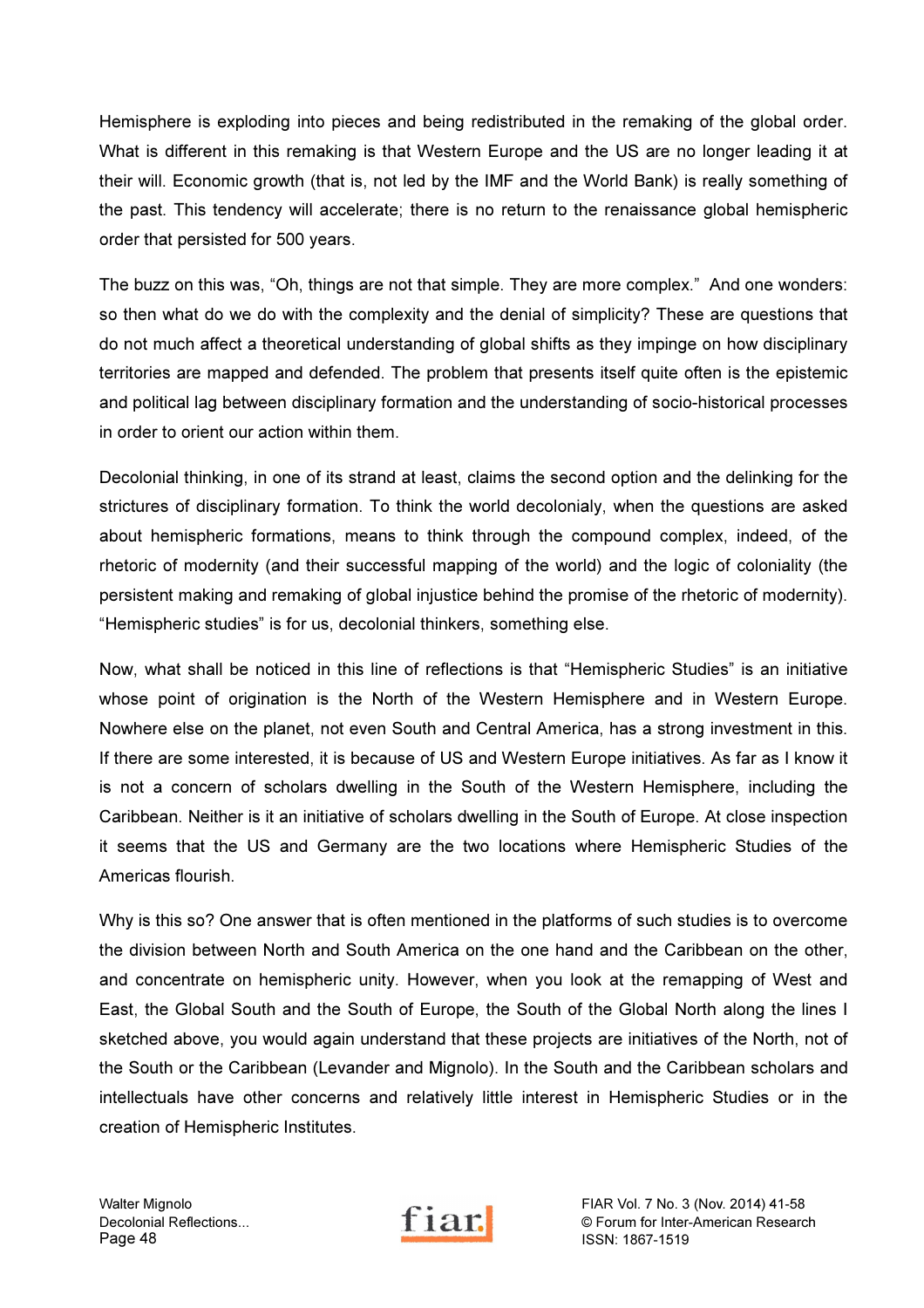Hemisphere is exploding into pieces and being redistributed in the remaking of the global order. What is different in this remaking is that Western Europe and the US are no longer leading it at their will. Economic growth (that is, not led by the IMF and the World Bank) is really something of the past. This tendency will accelerate; there is no return to the renaissance global hemispheric order that persisted for 500 years.

The buzz on this was, "Oh, things are not that simple. They are more complex." And one wonders: so then what do we do with the complexity and the denial of simplicity? These are questions that do not much affect a theoretical understanding of global shifts as they impinge on how disciplinary territories are mapped and defended. The problem that presents itself quite often is the epistemic and political lag between disciplinary formation and the understanding of socio-historical processes in order to orient our action within them.

Decolonial thinking, in one of its strand at least, claims the second option and the delinking for the strictures of disciplinary formation. To think the world decolonialy, when the questions are asked about hemispheric formations, means to think through the compound complex, indeed, of the rhetoric of modernity (and their successful mapping of the world) and the logic of coloniality (the persistent making and remaking of global injustice behind the promise of the rhetoric of modernity). "Hemispheric studies" is for us, decolonial thinkers, something else.

Now, what shall be noticed in this line of reflections is that "Hemispheric Studies" is an initiative whose point of origination is the North of the Western Hemisphere and in Western Europe. Nowhere else on the planet, not even South and Central America, has a strong investment in this. If there are some interested, it is because of US and Western Europe initiatives. As far as I know it is not a concern of scholars dwelling in the South of the Western Hemisphere, including the Caribbean. Neither is it an initiative of scholars dwelling in the South of Europe. At close inspection it seems that the US and Germany are the two locations where Hemispheric Studies of the Americas flourish.

Why is this so? One answer that is often mentioned in the platforms of such studies is to overcome the division between North and South America on the one hand and the Caribbean on the other, and concentrate on hemispheric unity. However, when you look at the remapping of West and East, the Global South and the South of Europe, the South of the Global North along the lines I sketched above, you would again understand that these projects are initiatives of the North, not of the South or the Caribbean (Levander and Mignolo). In the South and the Caribbean scholars and intellectuals have other concerns and relatively little interest in Hemispheric Studies or in the creation of Hemispheric Institutes.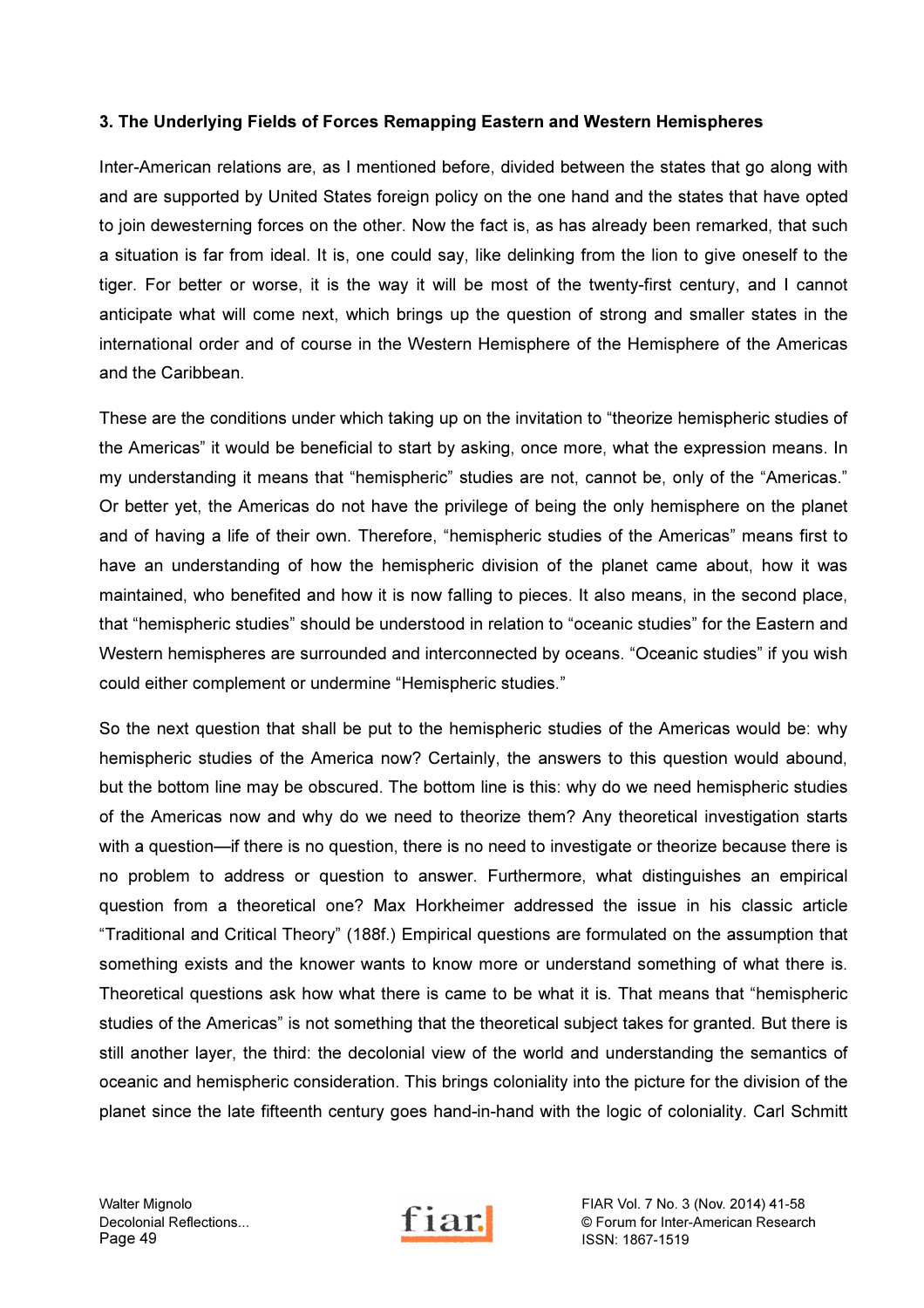### 3. The Underlying Fields of Forces Remapping Eastern and Western Hemispheres

Inter-American relations are, as I mentioned before, divided between the states that go along with and are supported by United States foreign policy on the one hand and the states that have opted to join dewesterning forces on the other. Now the fact is, as has already been remarked, that such a situation is far from ideal. It is, one could say, like delinking from the lion to give oneself to the tiger. For better or worse, it is the way it will be most of the twenty-first century, and I cannot anticipate what will come next, which brings up the question of strong and smaller states in the international order and of course in the Western Hemisphere of the Hemisphere of the Americas and the Caribbean.

These are the conditions under which taking up on the invitation to "theorize hemispheric studies of the Americas" it would be beneficial to start by asking, once more, what the expression means. In my understanding it means that "hemispheric" studies are not, cannot be, only of the "Americas." Or better yet, the Americas do not have the privilege of being the only hemisphere on the planet and of having a life of their own. Therefore, "hemispheric studies of the Americas" means first to have an understanding of how the hemispheric division of the planet came about, how it was maintained, who benefited and how it is now falling to pieces. It also means, in the second place, that "hemispheric studies" should be understood in relation to "oceanic studies" for the Eastern and Western hemispheres are surrounded and interconnected by oceans. "Oceanic studies" if you wish could either complement or undermine "Hemispheric studies."

So the next question that shall be put to the hemispheric studies of the Americas would be: why hemispheric studies of the America now? Certainly, the answers to this question would abound, but the bottom line may be obscured. The bottom line is this: why do we need hemispheric studies of the Americas now and why do we need to theorize them? Any theoretical investigation starts with a question—if there is no question, there is no need to investigate or theorize because there is no problem to address or question to answer. Furthermore, what distinguishes an empirical question from a theoretical one? Max Horkheimer addressed the issue in his classic article "Traditional and Critical Theory" (188f.) Empirical questions are formulated on the assumption that something exists and the knower wants to know more or understand something of what there is. Theoretical questions ask how what there is came to be what it is. That means that "hemispheric studies of the Americas" is not something that the theoretical subject takes for granted. But there is still another layer, the third: the decolonial view of the world and understanding the semantics of oceanic and hemispheric consideration. This brings coloniality into the picture for the division of the planet since the late fifteenth century goes hand-in-hand with the logic of coloniality. Carl Schmitt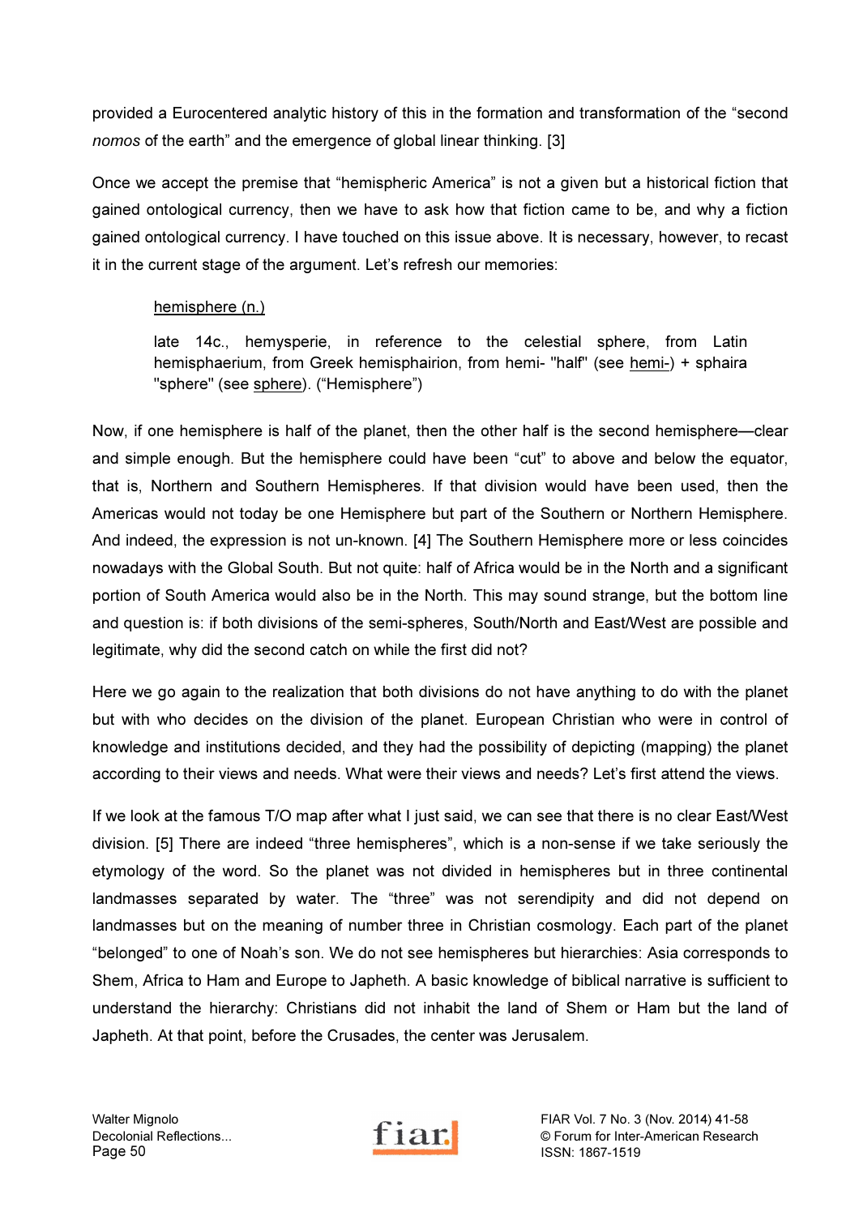provided a Eurocentered analytic history of this in the formation and transformation of the "second *nomos* of the earth" and the emergence of global linear thinking. [3]

Once we accept the premise that "hemispheric America" is not a given but a historical fiction that gained ontological currency, then we have to ask how that fiction came to be, and why a fiction gained ontological currency. I have touched on this issue above. It is necessary, however, to recast it in the current stage of the argument. Let's refresh our memories:

> <u>hemisphere (n.)</u>
>
> late 14c., hemysperie, in reference to the celestial sphere, from Latin hemisphaerium, from Greek hemisphairion, from hemi- "half" (see <u>hemi-</u>) + sphaira "sphere" (see <u>sphere</u>). ("Hemisphere")

Now, if one hemisphere is half of the planet, then the other half is the second hemisphere—clear and simple enough. But the hemisphere could have been "cut" to above and below the equator, that is, Northern and Southern Hemispheres. If that division would have been used, then the Americas would not today be one Hemisphere but part of the Southern or Northern Hemisphere. And indeed, the expression is not un-known. [4] The Southern Hemisphere more or less coincides nowadays with the Global South. But not quite: half of Africa would be in the North and a significant portion of South America would also be in the North. This may sound strange, but the bottom line and question is: if both divisions of the semi-spheres, South/North and East/West are possible and legitimate, why did the second catch on while the first did not?

Here we go again to the realization that both divisions do not have anything to do with the planet but with who decides on the division of the planet. European Christian who were in control of knowledge and institutions decided, and they had the possibility of depicting (mapping) the planet according to their views and needs. What were their views and needs? Let's first attend the views.

If we look at the famous T/O map after what I just said, we can see that there is no clear East/West division. [5] There are indeed "three hemispheres", which is a non-sense if we take seriously the etymology of the word. So the planet was not divided in hemispheres but in three continental landmasses separated by water. The "three" was not serendipity and did not depend on landmasses but on the meaning of number three in Christian cosmology. Each part of the planet "belonged" to one of Noah's son. We do not see hemispheres but hierarchies: Asia corresponds to Shem, Africa to Ham and Europe to Japheth. A basic knowledge of biblical narrative is sufficient to understand the hierarchy: Christians did not inhabit the land of Shem or Ham but the land of Japheth. At that point, before the Crusades, the center was Jerusalem.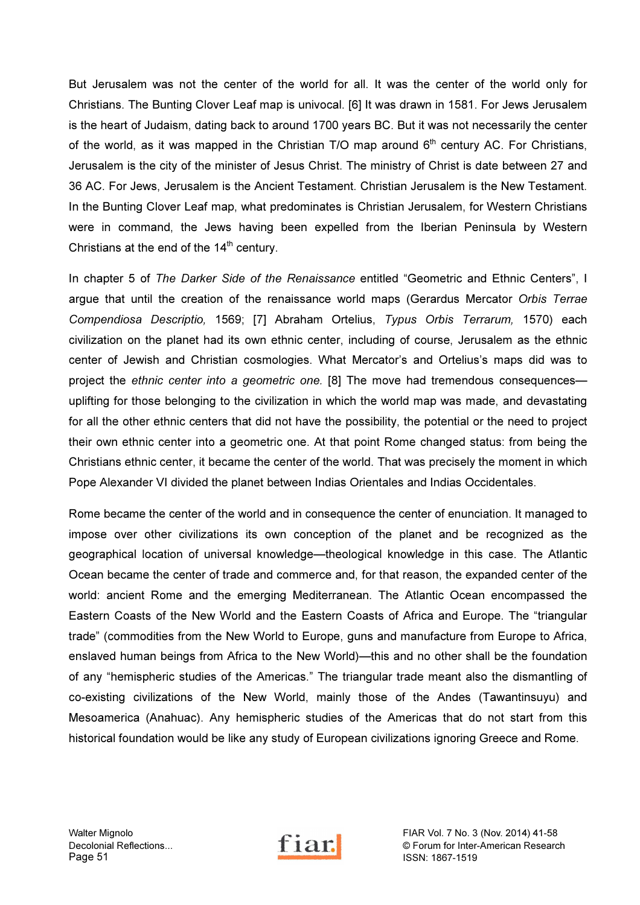But Jerusalem was not the center of the world for all. It was the center of the world only for Christians. The Bunting Clover Leaf map is univocal. [6] It was drawn in 1581. For Jews Jerusalem is the heart of Judaism, dating back to around 1700 years BC. But it was not necessarily the center of the world, as it was mapped in the Christian T/O map around 6th century AC. For Christians, Jerusalem is the city of the minister of Jesus Christ. The ministry of Christ is date between 27 and 36 AC. For Jews, Jerusalem is the Ancient Testament. Christian Jerusalem is the New Testament. In the Bunting Clover Leaf map, what predominates is Christian Jerusalem, for Western Christians were in command, the Jews having been expelled from the Iberian Peninsula by Western Christians at the end of the 14th century.

In chapter 5 of *The Darker Side of the Renaissance* entitled "Geometric and Ethnic Centers", I argue that until the creation of the renaissance world maps (Gerardus Mercator *Orbis Terrae Compendiosa Descriptio,* 1569; [7] Abraham Ortelius, *Typus Orbis Terrarum,* 1570) each civilization on the planet had its own ethnic center, including of course, Jerusalem as the ethnic center of Jewish and Christian cosmologies. What Mercator's and Ortelius's maps did was to project the *ethnic center into a geometric one.* [8] The move had tremendous consequences—uplifting for those belonging to the civilization in which the world map was made, and devastating for all the other ethnic centers that did not have the possibility, the potential or the need to project their own ethnic center into a geometric one. At that point Rome changed status: from being the Christians ethnic center, it became the center of the world. That was precisely the moment in which Pope Alexander VI divided the planet between Indias Orientales and Indias Occidentales.

Rome became the center of the world and in consequence the center of enunciation. It managed to impose over other civilizations its own conception of the planet and be recognized as the geographical location of universal knowledge—theological knowledge in this case. The Atlantic Ocean became the center of trade and commerce and, for that reason, the expanded center of the world: ancient Rome and the emerging Mediterranean. The Atlantic Ocean encompassed the Eastern Coasts of the New World and the Eastern Coasts of Africa and Europe. The "triangular trade" (commodities from the New World to Europe, guns and manufacture from Europe to Africa, enslaved human beings from Africa to the New World)—this and no other shall be the foundation of any "hemispheric studies of the Americas." The triangular trade meant also the dismantling of co-existing civilizations of the New World, mainly those of the Andes (Tawantinsuyu) and Mesoamerica (Anahuac). Any hemispheric studies of the Americas that do not start from this historical foundation would be like any study of European civilizations ignoring Greece and Rome.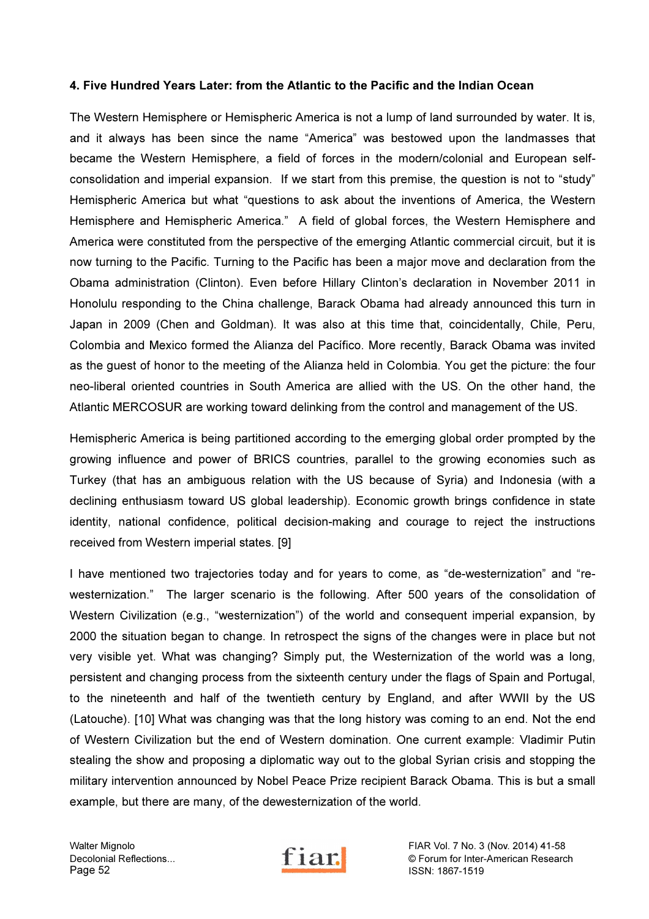**4. Five Hundred Years Later: from the Atlantic to the Pacific and the Indian Ocean**

The Western Hemisphere or Hemispheric America is not a lump of land surrounded by water. It is, and it always has been since the name "America" was bestowed upon the landmasses that became the Western Hemisphere, a field of forces in the modern/colonial and European self-consolidation and imperial expansion. If we start from this premise, the question is not to "study" Hemispheric America but what "questions to ask about the inventions of America, the Western Hemisphere and Hemispheric America." A field of global forces, the Western Hemisphere and America were constituted from the perspective of the emerging Atlantic commercial circuit, but it is now turning to the Pacific. Turning to the Pacific has been a major move and declaration from the Obama administration (Clinton). Even before Hillary Clinton's declaration in November 2011 in Honolulu responding to the China challenge, Barack Obama had already announced this turn in Japan in 2009 (Chen and Goldman). It was also at this time that, coincidentally, Chile, Peru, Colombia and Mexico formed the Alianza del Pacífico. More recently, Barack Obama was invited as the guest of honor to the meeting of the Alianza held in Colombia. You get the picture: the four neo-liberal oriented countries in South America are allied with the US. On the other hand, the Atlantic MERCOSUR are working toward delinking from the control and management of the US.

Hemispheric America is being partitioned according to the emerging global order prompted by the growing influence and power of BRICS countries, parallel to the growing economies such as Turkey (that has an ambiguous relation with the US because of Syria) and Indonesia (with a declining enthusiasm toward US global leadership). Economic growth brings confidence in state identity, national confidence, political decision-making and courage to reject the instructions received from Western imperial states. [9]

I have mentioned two trajectories today and for years to come, as "de-westernization" and "re-westernization." The larger scenario is the following. After 500 years of the consolidation of Western Civilization (e.g., "westernization") of the world and consequent imperial expansion, by 2000 the situation began to change. In retrospect the signs of the changes were in place but not very visible yet. What was changing? Simply put, the Westernization of the world was a long, persistent and changing process from the sixteenth century under the flags of Spain and Portugal, to the nineteenth and half of the twentieth century by England, and after WWII by the US (Latouche). [10] What was changing was that the long history was coming to an end. Not the end of Western Civilization but the end of Western domination. One current example: Vladimir Putin stealing the show and proposing a diplomatic way out to the global Syrian crisis and stopping the military intervention announced by Nobel Peace Prize recipient Barack Obama. This is but a small example, but there are many, of the dewesternization of the world.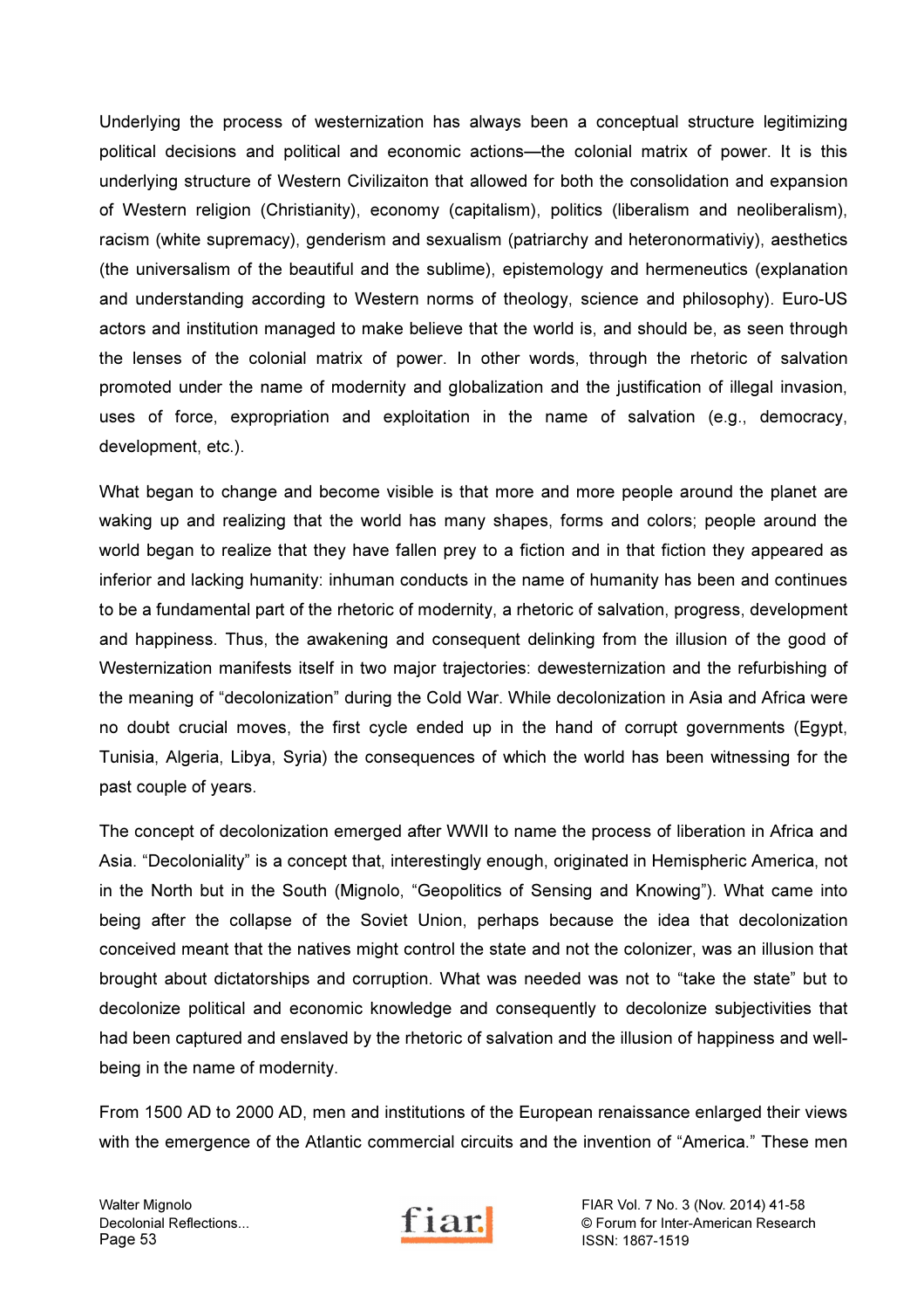Underlying the process of westernization has always been a conceptual structure legitimizing political decisions and political and economic actions—the colonial matrix of power. It is this underlying structure of Western Civilizaiton that allowed for both the consolidation and expansion of Western religion (Christianity), economy (capitalism), politics (liberalism and neoliberalism), racism (white supremacy), genderism and sexualism (patriarchy and heteronormativiy), aesthetics (the universalism of the beautiful and the sublime), epistemology and hermeneutics (explanation and understanding according to Western norms of theology, science and philosophy). Euro-US actors and institution managed to make believe that the world is, and should be, as seen through the lenses of the colonial matrix of power. In other words, through the rhetoric of salvation promoted under the name of modernity and globalization and the justification of illegal invasion, uses of force, expropriation and exploitation in the name of salvation (e.g., democracy, development, etc.).

What began to change and become visible is that more and more people around the planet are waking up and realizing that the world has many shapes, forms and colors; people around the world began to realize that they have fallen prey to a fiction and in that fiction they appeared as inferior and lacking humanity: inhuman conducts in the name of humanity has been and continues to be a fundamental part of the rhetoric of modernity, a rhetoric of salvation, progress, development and happiness. Thus, the awakening and consequent delinking from the illusion of the good of Westernization manifests itself in two major trajectories: dewesternization and the refurbishing of the meaning of "decolonization" during the Cold War. While decolonization in Asia and Africa were no doubt crucial moves, the first cycle ended up in the hand of corrupt governments (Egypt, Tunisia, Algeria, Libya, Syria) the consequences of which the world has been witnessing for the past couple of years.

The concept of decolonization emerged after WWII to name the process of liberation in Africa and Asia. "Decoloniality" is a concept that, interestingly enough, originated in Hemispheric America, not in the North but in the South (Mignolo, "Geopolitics of Sensing and Knowing"). What came into being after the collapse of the Soviet Union, perhaps because the idea that decolonization conceived meant that the natives might control the state and not the colonizer, was an illusion that brought about dictatorships and corruption. What was needed was not to "take the state" but to decolonize political and economic knowledge and consequently to decolonize subjectivities that had been captured and enslaved by the rhetoric of salvation and the illusion of happiness and well-being in the name of modernity.

From 1500 AD to 2000 AD, men and institutions of the European renaissance enlarged their views with the emergence of the Atlantic commercial circuits and the invention of "America." These men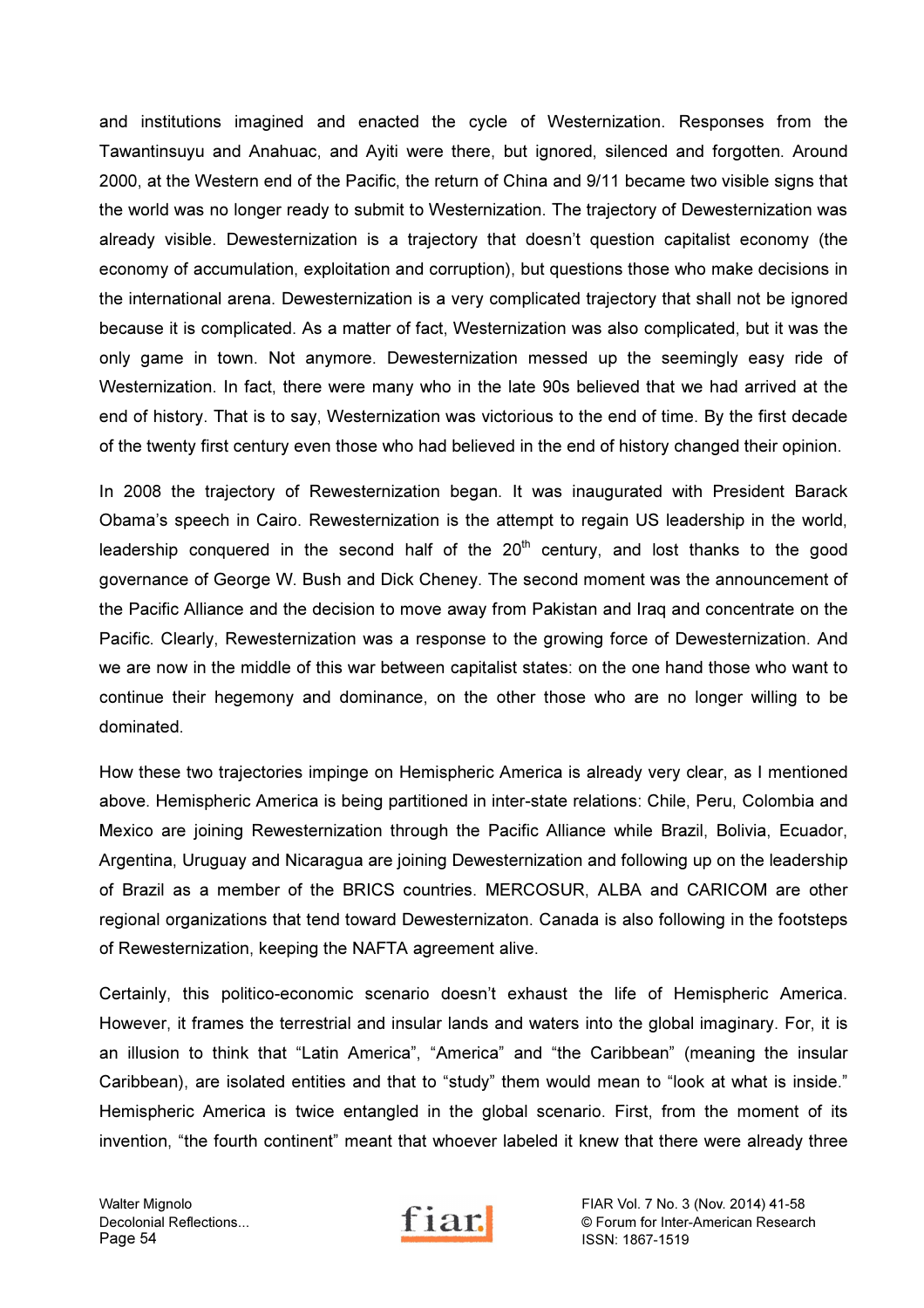and institutions imagined and enacted the cycle of Westernization. Responses from the Tawantinsuyu and Anahuac, and Ayiti were there, but ignored, silenced and forgotten. Around 2000, at the Western end of the Pacific, the return of China and 9/11 became two visible signs that the world was no longer ready to submit to Westernization. The trajectory of Dewesternization was already visible. Dewesternization is a trajectory that doesn't question capitalist economy (the economy of accumulation, exploitation and corruption), but questions those who make decisions in the international arena. Dewesternization is a very complicated trajectory that shall not be ignored because it is complicated. As a matter of fact, Westernization was also complicated, but it was the only game in town. Not anymore. Dewesternization messed up the seemingly easy ride of Westernization. In fact, there were many who in the late 90s believed that we had arrived at the end of history. That is to say, Westernization was victorious to the end of time. By the first decade of the twenty first century even those who had believed in the end of history changed their opinion.

In 2008 the trajectory of Rewesternization began. It was inaugurated with President Barack Obama's speech in Cairo. Rewesternization is the attempt to regain US leadership in the world, leadership conquered in the second half of the 20th century, and lost thanks to the good governance of George W. Bush and Dick Cheney. The second moment was the announcement of the Pacific Alliance and the decision to move away from Pakistan and Iraq and concentrate on the Pacific. Clearly, Rewesternization was a response to the growing force of Dewesternization. And we are now in the middle of this war between capitalist states: on the one hand those who want to continue their hegemony and dominance, on the other those who are no longer willing to be dominated.

How these two trajectories impinge on Hemispheric America is already very clear, as I mentioned above. Hemispheric America is being partitioned in inter-state relations: Chile, Peru, Colombia and Mexico are joining Rewesternization through the Pacific Alliance while Brazil, Bolivia, Ecuador, Argentina, Uruguay and Nicaragua are joining Dewesternization and following up on the leadership of Brazil as a member of the BRICS countries. MERCOSUR, ALBA and CARICOM are other regional organizations that tend toward Dewesternizaton. Canada is also following in the footsteps of Rewesternization, keeping the NAFTA agreement alive.

Certainly, this politico-economic scenario doesn't exhaust the life of Hemispheric America. However, it frames the terrestrial and insular lands and waters into the global imaginary. For, it is an illusion to think that "Latin America", "America" and "the Caribbean" (meaning the insular Caribbean), are isolated entities and that to "study" them would mean to "look at what is inside." Hemispheric America is twice entangled in the global scenario. First, from the moment of its invention, "the fourth continent" meant that whoever labeled it knew that there were already three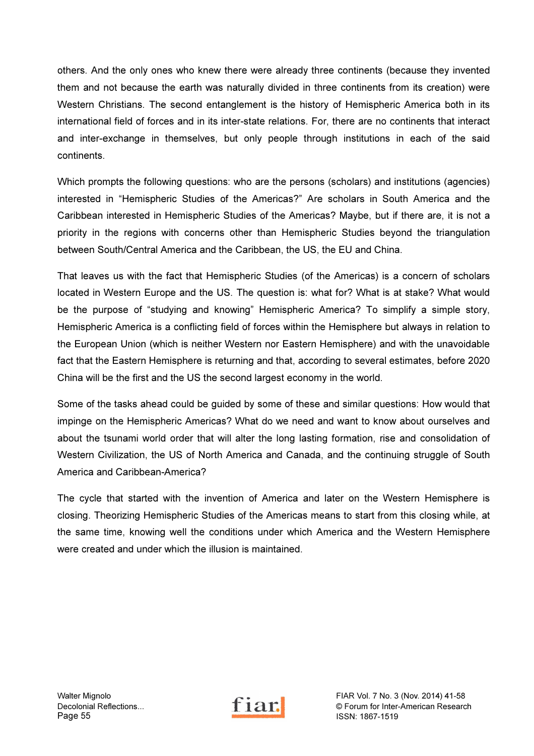others. And the only ones who knew there were already three continents (because they invented them and not because the earth was naturally divided in three continents from its creation) were Western Christians. The second entanglement is the history of Hemispheric America both in its international field of forces and in its inter-state relations. For, there are no continents that interact and inter-exchange in themselves, but only people through institutions in each of the said continents.

Which prompts the following questions: who are the persons (scholars) and institutions (agencies) interested in "Hemispheric Studies of the Americas?" Are scholars in South America and the Caribbean interested in Hemispheric Studies of the Americas? Maybe, but if there are, it is not a priority in the regions with concerns other than Hemispheric Studies beyond the triangulation between South/Central America and the Caribbean, the US, the EU and China.

That leaves us with the fact that Hemispheric Studies (of the Americas) is a concern of scholars located in Western Europe and the US. The question is: what for? What is at stake? What would be the purpose of "studying and knowing" Hemispheric America? To simplify a simple story, Hemispheric America is a conflicting field of forces within the Hemisphere but always in relation to the European Union (which is neither Western nor Eastern Hemisphere) and with the unavoidable fact that the Eastern Hemisphere is returning and that, according to several estimates, before 2020 China will be the first and the US the second largest economy in the world.

Some of the tasks ahead could be guided by some of these and similar questions: How would that impinge on the Hemispheric Americas? What do we need and want to know about ourselves and about the tsunami world order that will alter the long lasting formation, rise and consolidation of Western Civilization, the US of North America and Canada, and the continuing struggle of South America and Caribbean-America?

The cycle that started with the invention of America and later on the Western Hemisphere is closing. Theorizing Hemispheric Studies of the Americas means to start from this closing while, at the same time, knowing well the conditions under which America and the Western Hemisphere were created and under which the illusion is maintained.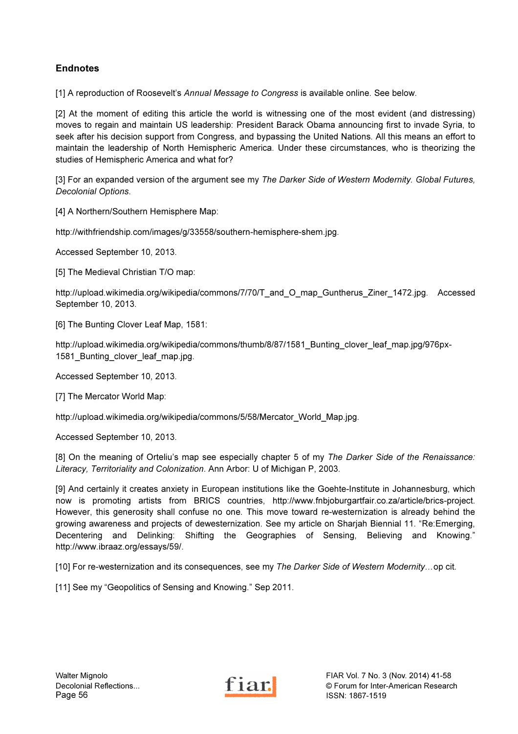## Endnotes

[1] A reproduction of Roosevelt's *Annual Message to Congress* is available online. See below.

[2] At the moment of editing this article the world is witnessing one of the most evident (and distressing) moves to regain and maintain US leadership: President Barack Obama announcing first to invade Syria, to seek after his decision support from Congress, and bypassing the United Nations. All this means an effort to maintain the leadership of North Hemispheric America. Under these circumstances, who is theorizing the studies of Hemispheric America and what for?

[3] For an expanded version of the argument see my *The Darker Side of Western Modernity. Global Futures, Decolonial Options*.

[4] A Northern/Southern Hemisphere Map:

http://withfriendship.com/images/g/33558/southern-hemisphere-shem.jpg.

Accessed September 10, 2013.

[5] The Medieval Christian T/O map:

http://upload.wikimedia.org/wikipedia/commons/7/70/T_and_O_map_Guntherus_Ziner_1472.jpg. Accessed September 10, 2013.

[6] The Bunting Clover Leaf Map, 1581:

http://upload.wikimedia.org/wikipedia/commons/thumb/8/87/1581_Bunting_clover_leaf_map.jpg/976px-1581_Bunting_clover_leaf_map.jpg.

Accessed September 10, 2013.

[7] The Mercator World Map:

http://upload.wikimedia.org/wikipedia/commons/5/58/Mercator_World_Map.jpg.

Accessed September 10, 2013.

[8] On the meaning of Orteliu's map see especially chapter 5 of my *The Darker Side of the Renaissance: Literacy, Territoriality and Colonization*. Ann Arbor: U of Michigan P, 2003.

[9] And certainly it creates anxiety in European institutions like the Goehte-Institute in Johannesburg, which now is promoting artists from BRICS countries, http://www.fnbjoburgartfair.co.za/article/brics-project. However, this generosity shall confuse no one. This move toward re-westernization is already behind the growing awareness and projects of dewesternization. See my article on Sharjah Biennial 11. "Re:Emerging, Decentering and Delinking: Shifting the Geographies of Sensing, Believing and Knowing." http://www.ibraaz.org/essays/59/.

[10] For re-westernization and its consequences, see my *The Darker Side of Western Modernity*…op cit.

[11] See my "Geopolitics of Sensing and Knowing." Sep 2011.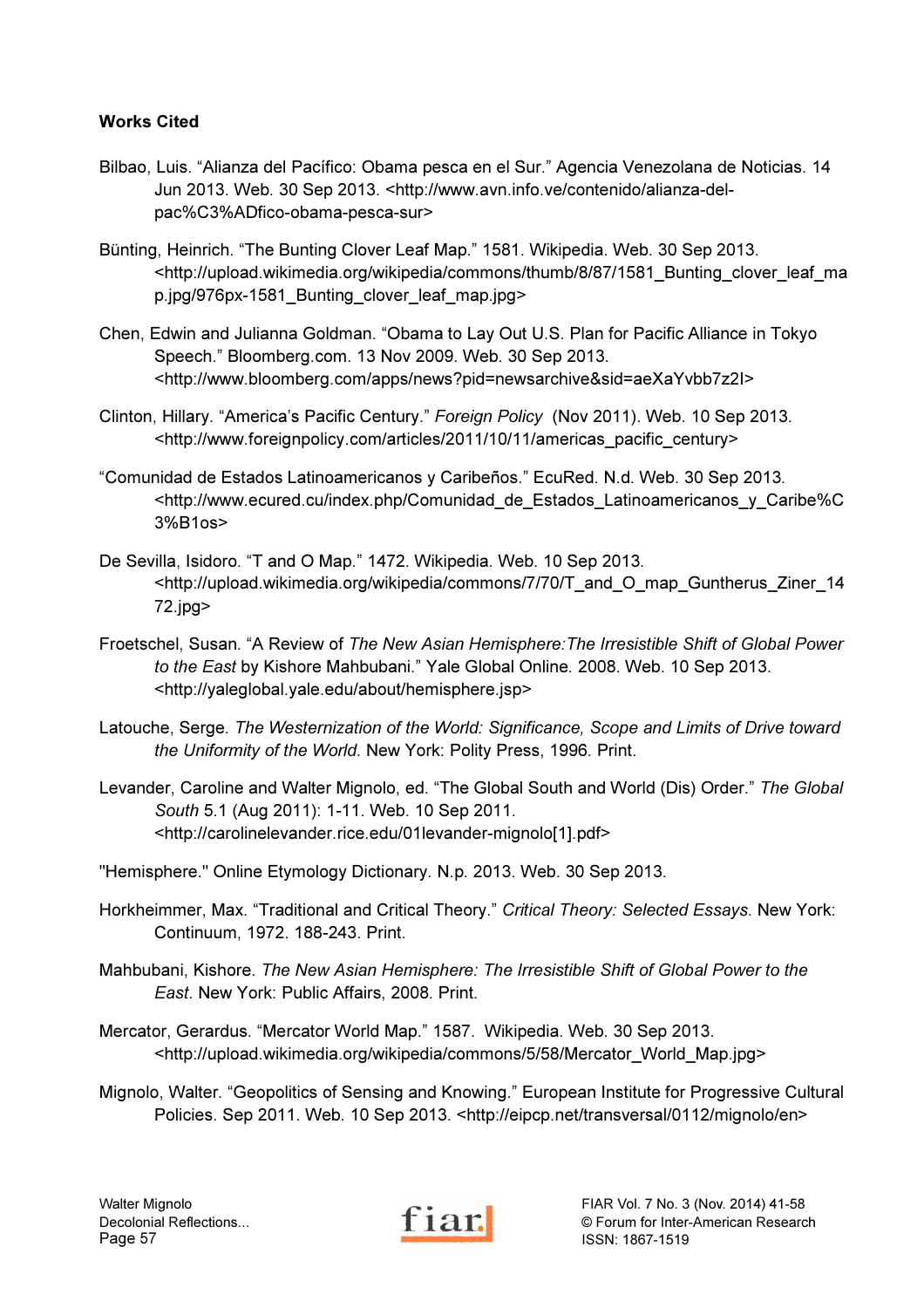**Works Cited**

Bilbao, Luis. "Alianza del Pacífico: Obama pesca en el Sur." Agencia Venezolana de Noticias. 14 Jun 2013. Web. 30 Sep 2013. <http://www.avn.info.ve/contenido/alianza-del-pac%C3%ADfico-obama-pesca-sur>

Bünting, Heinrich. "The Bunting Clover Leaf Map." 1581. Wikipedia. Web. 30 Sep 2013. <http://upload.wikimedia.org/wikipedia/commons/thumb/8/87/1581_Bunting_clover_leaf_map.jpg/976px-1581_Bunting_clover_leaf_map.jpg>

Chen, Edwin and Julianna Goldman. "Obama to Lay Out U.S. Plan for Pacific Alliance in Tokyo Speech." Bloomberg.com. 13 Nov 2009. Web. 30 Sep 2013. <http://www.bloomberg.com/apps/news?pid=newsarchive&sid=aeXaYvbb7z2I>

Clinton, Hillary. "America's Pacific Century." *Foreign Policy* (Nov 2011). Web. 10 Sep 2013. <http://www.foreignpolicy.com/articles/2011/10/11/americas_pacific_century>

"Comunidad de Estados Latinoamericanos y Caribeños." EcuRed. N.d. Web. 30 Sep 2013. <http://www.ecured.cu/index.php/Comunidad_de_Estados_Latinoamericanos_y_Caribe%C3%B1os>

De Sevilla, Isidoro. "T and O Map." 1472. Wikipedia. Web. 10 Sep 2013. <http://upload.wikimedia.org/wikipedia/commons/7/70/T_and_O_map_Guntherus_Ziner_1472.jpg>

Froetschel, Susan. "A Review of *The New Asian Hemisphere:The Irresistible Shift of Global Power to the East* by Kishore Mahbubani." Yale Global Online. 2008. Web. 10 Sep 2013. <http://yaleglobal.yale.edu/about/hemisphere.jsp>

Latouche, Serge. *The Westernization of the World: Significance, Scope and Limits of Drive toward the Uniformity of the World*. New York: Polity Press, 1996. Print.

Levander, Caroline and Walter Mignolo, ed. "The Global South and World (Dis) Order." *The Global South* 5.1 (Aug 2011): 1-11. Web. 10 Sep 2011. <http://carolinelevander.rice.edu/01levander-mignolo[1].pdf>

"Hemisphere." Online Etymology Dictionary. N.p. 2013. Web. 30 Sep 2013.

Horkheimmer, Max. "Traditional and Critical Theory." *Critical Theory: Selected Essays*. New York: Continuum, 1972. 188-243. Print.

Mahbubani, Kishore. *The New Asian Hemisphere: The Irresistible Shift of Global Power to the East*. New York: Public Affairs, 2008. Print.

Mercator, Gerardus. "Mercator World Map." 1587. Wikipedia. Web. 30 Sep 2013. <http://upload.wikimedia.org/wikipedia/commons/5/58/Mercator_World_Map.jpg>

Mignolo, Walter. "Geopolitics of Sensing and Knowing." European Institute for Progressive Cultural Policies. Sep 2011. Web. 10 Sep 2013. <http://eipcp.net/transversal/0112/mignolo/en>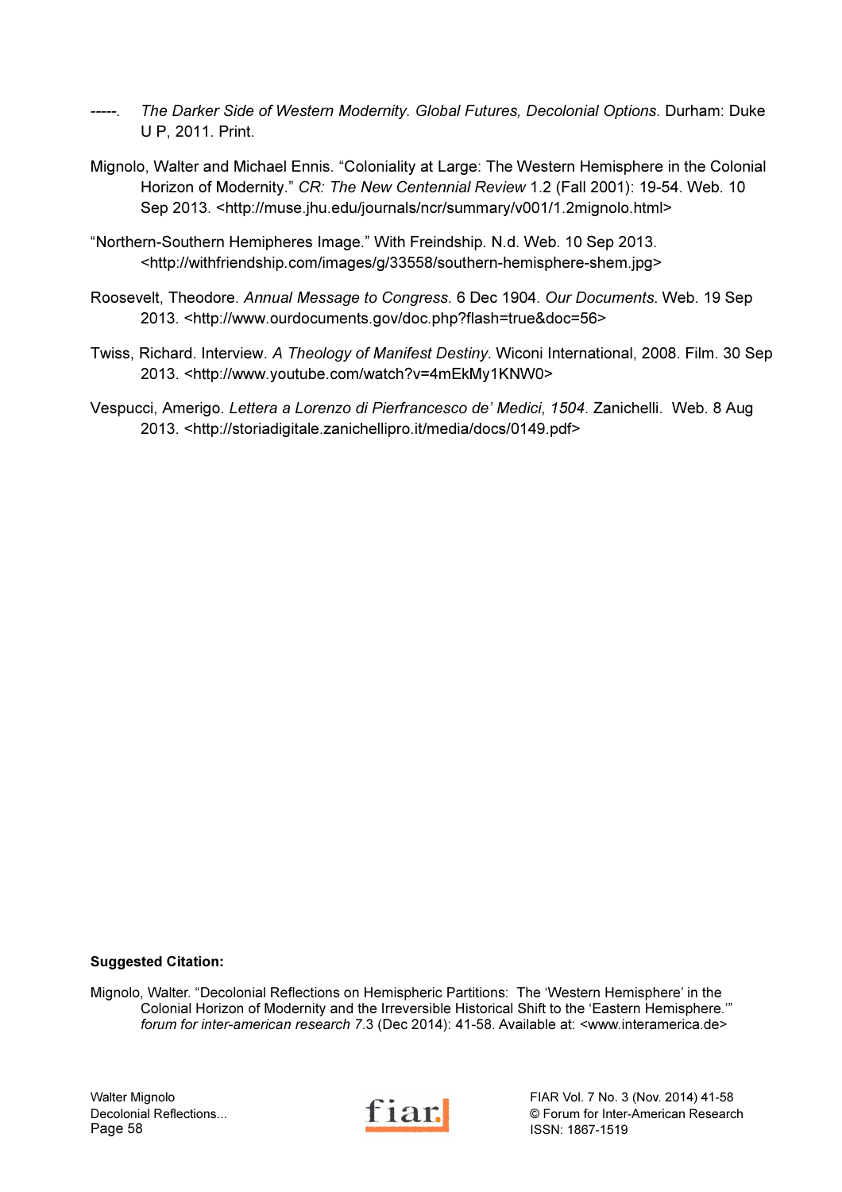-----. *The Darker Side of Western Modernity. Global Futures, Decolonial Options*. Durham: Duke U P, 2011. Print.

Mignolo, Walter and Michael Ennis. "Coloniality at Large: The Western Hemisphere in the Colonial Horizon of Modernity." *CR: The New Centennial Review* 1.2 (Fall 2001): 19-54. Web. 10 Sep 2013. <http://muse.jhu.edu/journals/ncr/summary/v001/1.2mignolo.html>

"Northern-Southern Hemipheres Image." With Freindship. N.d. Web. 10 Sep 2013. <http://withfriendship.com/images/g/33558/southern-hemisphere-shem.jpg>

Roosevelt, Theodore. *Annual Message to Congress*. 6 Dec 1904. *Our Documents*. Web. 19 Sep 2013. <http://www.ourdocuments.gov/doc.php?flash=true&doc=56>

Twiss, Richard. Interview. *A Theology of Manifest Destiny*. Wiconi International, 2008. Film. 30 Sep 2013. <http://www.youtube.com/watch?v=4mEkMy1KNW0>

Vespucci, Amerigo. *Lettera a Lorenzo di Pierfrancesco de' Medici*, *1504*. Zanichelli. Web. 8 Aug 2013. <http://storiadigitale.zanichellipro.it/media/docs/0149.pdf>

**Suggested Citation:**

Mignolo, Walter. "Decolonial Reflections on Hemispheric Partitions: The 'Western Hemisphere' in the Colonial Horizon of Modernity and the Irreversible Historical Shift to the 'Eastern Hemisphere.'" *forum for inter-american research* 7.3 (Dec 2014): 41-58. Available at: <www.interamerica.de>